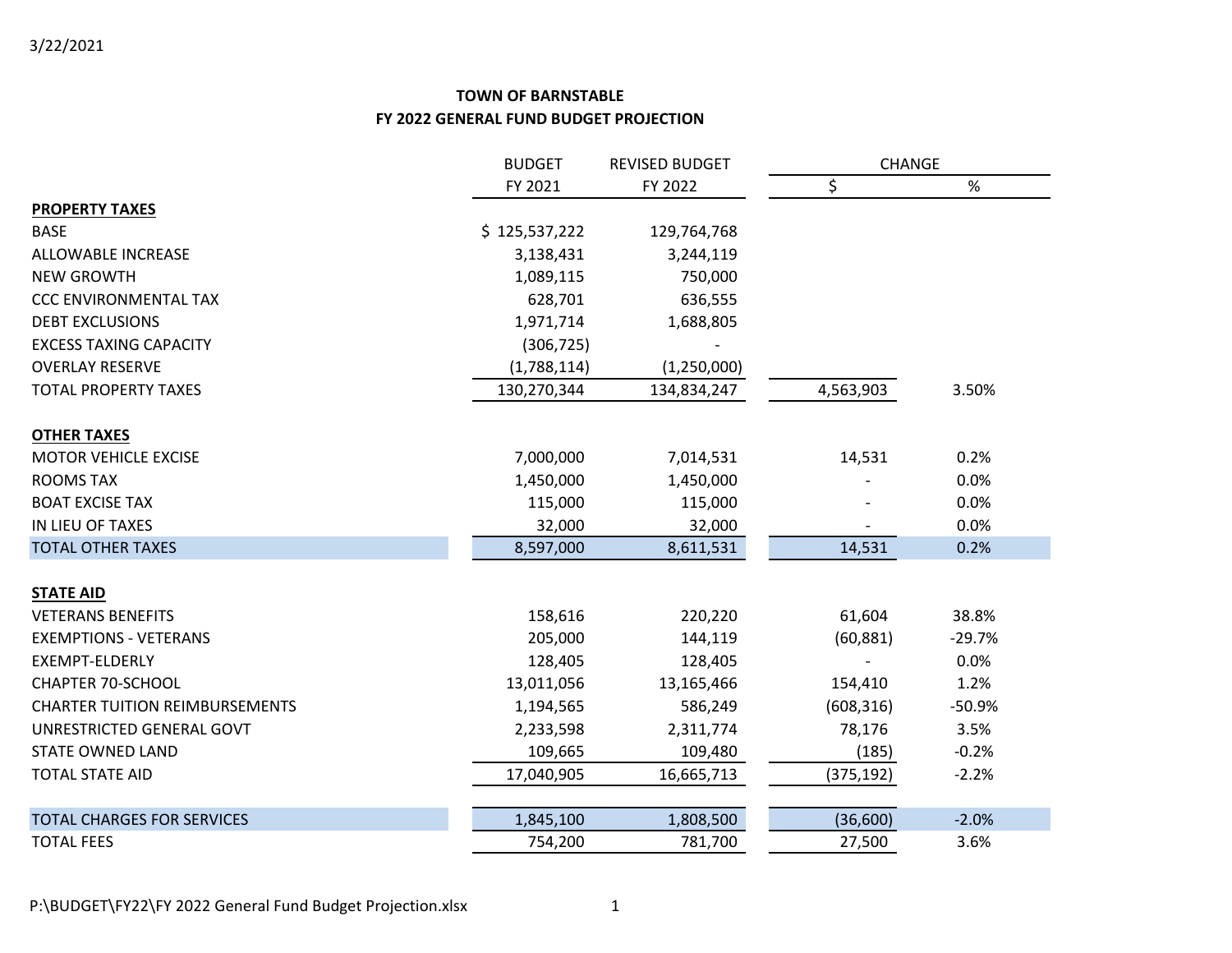3/22/2021

# TOWN OF BARNSTABLE
## FY 2022 GENERAL FUND BUDGET PROJECTION

| | BUDGET FY 2021 | REVISED BUDGET FY 2022 | CHANGE $ | CHANGE % |
|---|---|---|---|---|
| **PROPERTY TAXES** | | | | |
| BASE | $ 125,537,222 | 129,764,768 | | |
| ALLOWABLE INCREASE | 3,138,431 | 3,244,119 | | |
| NEW GROWTH | 1,089,115 | 750,000 | | |
| CCC ENVIRONMENTAL TAX | 628,701 | 636,555 | | |
| DEBT EXCLUSIONS | 1,971,714 | 1,688,805 | | |
| EXCESS TAXING CAPACITY | (306,725) | - | | |
| OVERLAY RESERVE | (1,788,114) | (1,250,000) | | |
| TOTAL PROPERTY TAXES | 130,270,344 | 134,834,247 | 4,563,903 | 3.50% |
| **OTHER TAXES** | | | | |
| MOTOR VEHICLE EXCISE | 7,000,000 | 7,014,531 | 14,531 | 0.2% |
| ROOMS TAX | 1,450,000 | 1,450,000 | - | 0.0% |
| BOAT EXCISE TAX | 115,000 | 115,000 | - | 0.0% |
| IN LIEU OF TAXES | 32,000 | 32,000 | - | 0.0% |
| TOTAL OTHER TAXES | 8,597,000 | 8,611,531 | 14,531 | 0.2% |
| **STATE AID** | | | | |
| VETERANS BENEFITS | 158,616 | 220,220 | 61,604 | 38.8% |
| EXEMPTIONS - VETERANS | 205,000 | 144,119 | (60,881) | -29.7% |
| EXEMPT-ELDERLY | 128,405 | 128,405 | - | 0.0% |
| CHAPTER 70-SCHOOL | 13,011,056 | 13,165,466 | 154,410 | 1.2% |
| CHARTER TUITION REIMBURSEMENTS | 1,194,565 | 586,249 | (608,316) | -50.9% |
| UNRESTRICTED GENERAL GOVT | 2,233,598 | 2,311,774 | 78,176 | 3.5% |
| STATE OWNED LAND | 109,665 | 109,480 | (185) | -0.2% |
| TOTAL STATE AID | 17,040,905 | 16,665,713 | (375,192) | -2.2% |
| TOTAL CHARGES FOR SERVICES | 1,845,100 | 1,808,500 | (36,600) | -2.0% |
| TOTAL FEES | 754,200 | 781,700 | 27,500 | 3.6% |

P:\BUDGET\FY22\FY 2022 General Fund Budget Projection.xlsx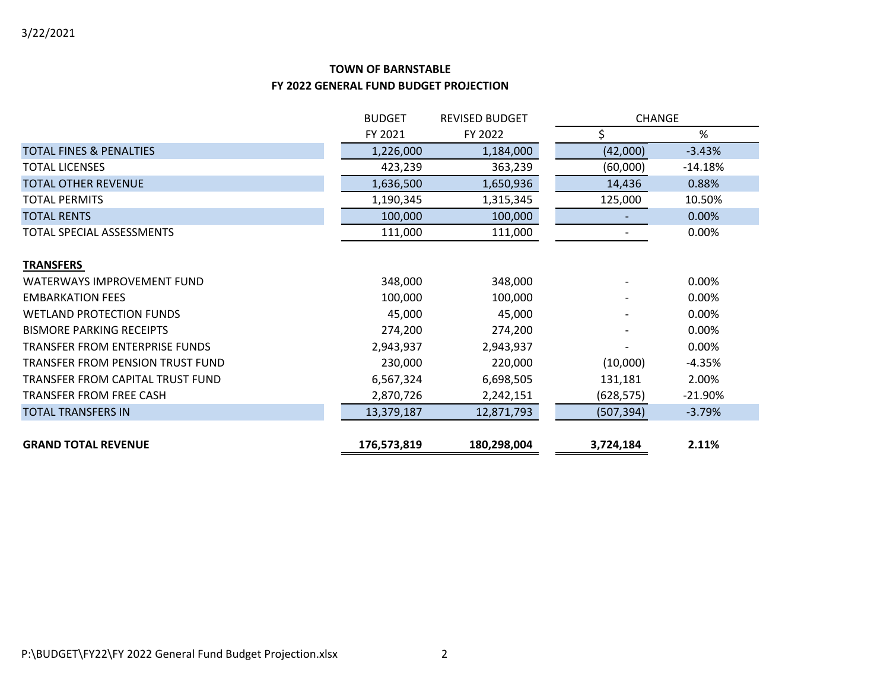3/22/2021

## TOWN OF BARNSTABLE
## FY 2022 GENERAL FUND BUDGET PROJECTION

| | BUDGET FY 2021 | REVISED BUDGET FY 2022 | CHANGE $ | CHANGE % |
|---|---|---|---|---|
| TOTAL FINES & PENALTIES | 1,226,000 | 1,184,000 | (42,000) | -3.43% |
| TOTAL LICENSES | 423,239 | 363,239 | (60,000) | -14.18% |
| TOTAL OTHER REVENUE | 1,636,500 | 1,650,936 | 14,436 | 0.88% |
| TOTAL PERMITS | 1,190,345 | 1,315,345 | 125,000 | 10.50% |
| TOTAL RENTS | 100,000 | 100,000 | - | 0.00% |
| TOTAL SPECIAL ASSESSMENTS | 111,000 | 111,000 | - | 0.00% |
| **TRANSFERS** | | | | |
| WATERWAYS IMPROVEMENT FUND | 348,000 | 348,000 | - | 0.00% |
| EMBARKATION FEES | 100,000 | 100,000 | - | 0.00% |
| WETLAND PROTECTION FUNDS | 45,000 | 45,000 | - | 0.00% |
| BISMORE PARKING RECEIPTS | 274,200 | 274,200 | - | 0.00% |
| TRANSFER FROM ENTERPRISE FUNDS | 2,943,937 | 2,943,937 | - | 0.00% |
| TRANSFER FROM PENSION TRUST FUND | 230,000 | 220,000 | (10,000) | -4.35% |
| TRANSFER FROM CAPITAL TRUST FUND | 6,567,324 | 6,698,505 | 131,181 | 2.00% |
| TRANSFER FROM FREE CASH | 2,870,726 | 2,242,151 | (628,575) | -21.90% |
| TOTAL TRANSFERS IN | 13,379,187 | 12,871,793 | (507,394) | -3.79% |
| **GRAND TOTAL REVENUE** | **176,573,819** | **180,298,004** | **3,724,184** | **2.11%** |

P:\BUDGET\FY22\FY 2022 General Fund Budget Projection.xlsx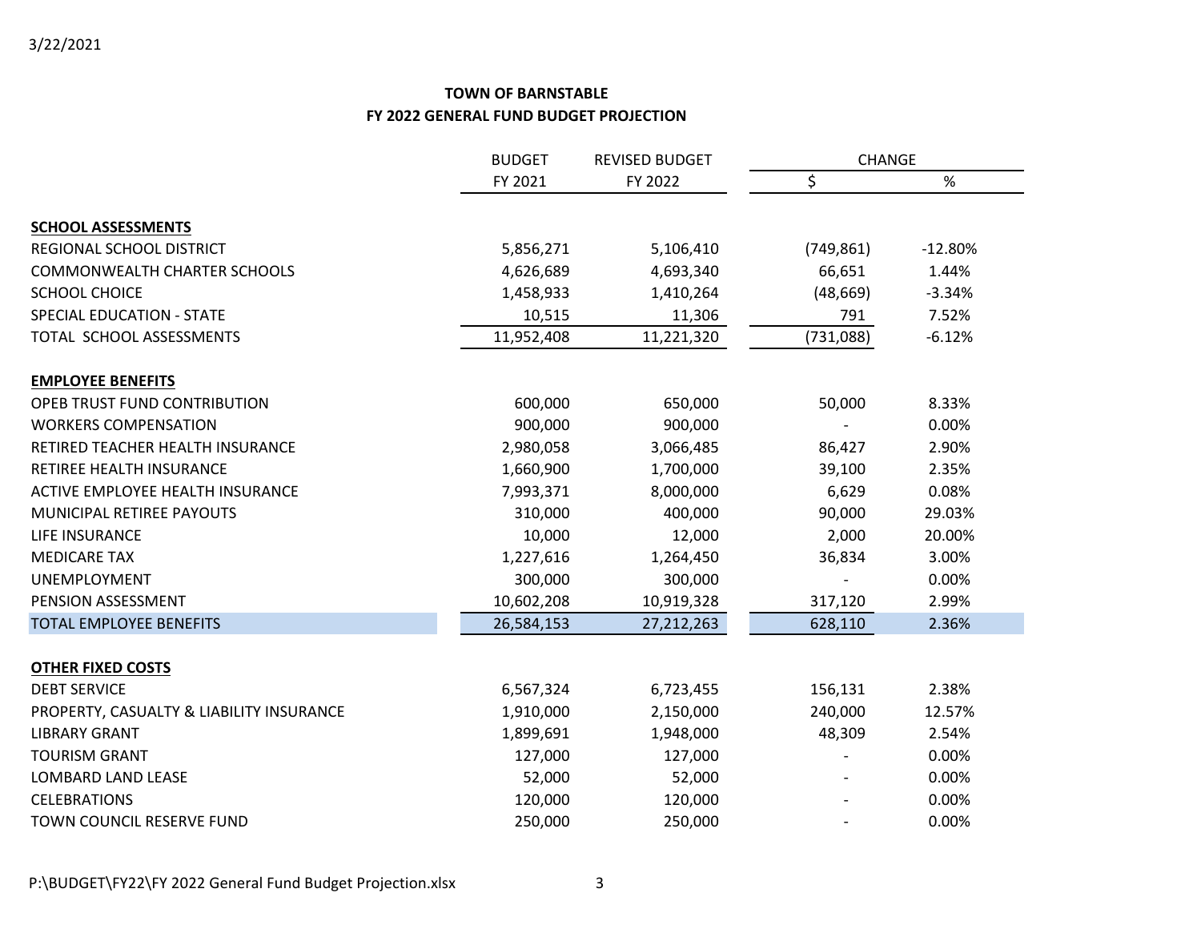3/22/2021

**TOWN OF BARNSTABLE**
**FY 2022 GENERAL FUND BUDGET PROJECTION**

| | BUDGET FY 2021 | REVISED BUDGET FY 2022 | CHANGE $ | CHANGE % |
|---|---|---|---|---|
| **SCHOOL ASSESSMENTS** | | | | |
| REGIONAL SCHOOL DISTRICT | 5,856,271 | 5,106,410 | (749,861) | -12.80% |
| COMMONWEALTH CHARTER SCHOOLS | 4,626,689 | 4,693,340 | 66,651 | 1.44% |
| SCHOOL CHOICE | 1,458,933 | 1,410,264 | (48,669) | -3.34% |
| SPECIAL EDUCATION - STATE | 10,515 | 11,306 | 791 | 7.52% |
| TOTAL SCHOOL ASSESSMENTS | 11,952,408 | 11,221,320 | (731,088) | -6.12% |
| **EMPLOYEE BENEFITS** | | | | |
| OPEB TRUST FUND CONTRIBUTION | 600,000 | 650,000 | 50,000 | 8.33% |
| WORKERS COMPENSATION | 900,000 | 900,000 | - | 0.00% |
| RETIRED TEACHER HEALTH INSURANCE | 2,980,058 | 3,066,485 | 86,427 | 2.90% |
| RETIREE HEALTH INSURANCE | 1,660,900 | 1,700,000 | 39,100 | 2.35% |
| ACTIVE EMPLOYEE HEALTH INSURANCE | 7,993,371 | 8,000,000 | 6,629 | 0.08% |
| MUNICIPAL RETIREE PAYOUTS | 310,000 | 400,000 | 90,000 | 29.03% |
| LIFE INSURANCE | 10,000 | 12,000 | 2,000 | 20.00% |
| MEDICARE TAX | 1,227,616 | 1,264,450 | 36,834 | 3.00% |
| UNEMPLOYMENT | 300,000 | 300,000 | - | 0.00% |
| PENSION ASSESSMENT | 10,602,208 | 10,919,328 | 317,120 | 2.99% |
| TOTAL EMPLOYEE BENEFITS | 26,584,153 | 27,212,263 | 628,110 | 2.36% |
| **OTHER FIXED COSTS** | | | | |
| DEBT SERVICE | 6,567,324 | 6,723,455 | 156,131 | 2.38% |
| PROPERTY, CASUALTY & LIABILITY INSURANCE | 1,910,000 | 2,150,000 | 240,000 | 12.57% |
| LIBRARY GRANT | 1,899,691 | 1,948,000 | 48,309 | 2.54% |
| TOURISM GRANT | 127,000 | 127,000 | - | 0.00% |
| LOMBARD LAND LEASE | 52,000 | 52,000 | - | 0.00% |
| CELEBRATIONS | 120,000 | 120,000 | - | 0.00% |
| TOWN COUNCIL RESERVE FUND | 250,000 | 250,000 | - | 0.00% |

P:\BUDGET\FY22\FY 2022 General Fund Budget Projection.xlsx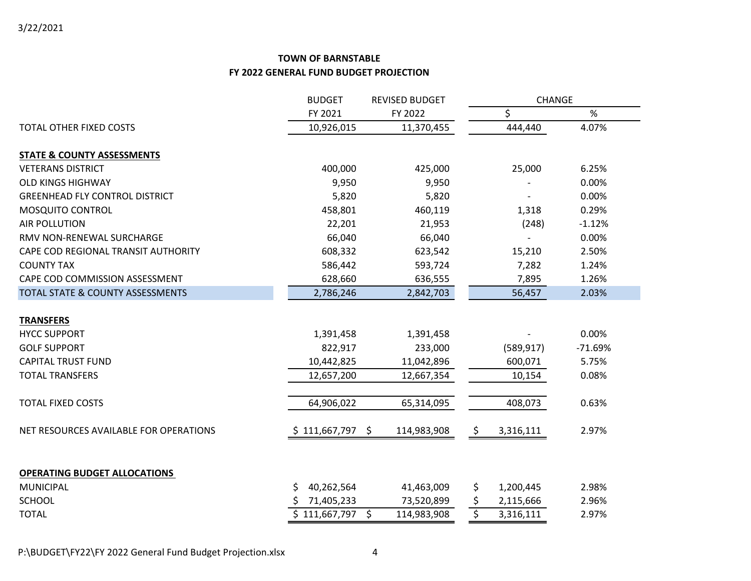3/22/2021

**TOWN OF BARNSTABLE**
**FY 2022 GENERAL FUND BUDGET PROJECTION**

| | BUDGET | REVISED BUDGET | CHANGE | |
|---|---|---|---|---|
| | FY 2021 | FY 2022 | $ | % |
| TOTAL OTHER FIXED COSTS | 10,926,015 | 11,370,455 | 444,440 | 4.07% |
| | | | | |
| **STATE & COUNTY ASSESSMENTS** | | | | |
| VETERANS DISTRICT | 400,000 | 425,000 | 25,000 | 6.25% |
| OLD KINGS HIGHWAY | 9,950 | 9,950 | - | 0.00% |
| GREENHEAD FLY CONTROL DISTRICT | 5,820 | 5,820 | - | 0.00% |
| MOSQUITO CONTROL | 458,801 | 460,119 | 1,318 | 0.29% |
| AIR POLLUTION | 22,201 | 21,953 | (248) | -1.12% |
| RMV NON-RENEWAL SURCHARGE | 66,040 | 66,040 | - | 0.00% |
| CAPE COD REGIONAL TRANSIT AUTHORITY | 608,332 | 623,542 | 15,210 | 2.50% |
| COUNTY TAX | 586,442 | 593,724 | 7,282 | 1.24% |
| CAPE COD COMMISSION ASSESSMENT | 628,660 | 636,555 | 7,895 | 1.26% |
| TOTAL STATE & COUNTY ASSESSMENTS | 2,786,246 | 2,842,703 | 56,457 | 2.03% |
| | | | | |
| **TRANSFERS** | | | | |
| HYCC SUPPORT | 1,391,458 | 1,391,458 | - | 0.00% |
| GOLF SUPPORT | 822,917 | 233,000 | (589,917) | -71.69% |
| CAPITAL TRUST FUND | 10,442,825 | 11,042,896 | 600,071 | 5.75% |
| TOTAL TRANSFERS | 12,657,200 | 12,667,354 | 10,154 | 0.08% |
| | | | | |
| TOTAL FIXED COSTS | 64,906,022 | 65,314,095 | 408,073 | 0.63% |
| | | | | |
| NET RESOURCES AVAILABLE FOR OPERATIONS | $ 111,667,797 | $ 114,983,908 | $ 3,316,111 | 2.97% |
| | | | | |
| **OPERATING BUDGET ALLOCATIONS** | | | | |
| MUNICIPAL | $ 40,262,564 | 41,463,009 | $ 1,200,445 | 2.98% |
| SCHOOL | $ 71,405,233 | 73,520,899 | $ 2,115,666 | 2.96% |
| TOTAL | $ 111,667,797 | $ 114,983,908 | $ 3,316,111 | 2.97% |

P:\BUDGET\FY22\FY 2022 General Fund Budget Projection.xlsx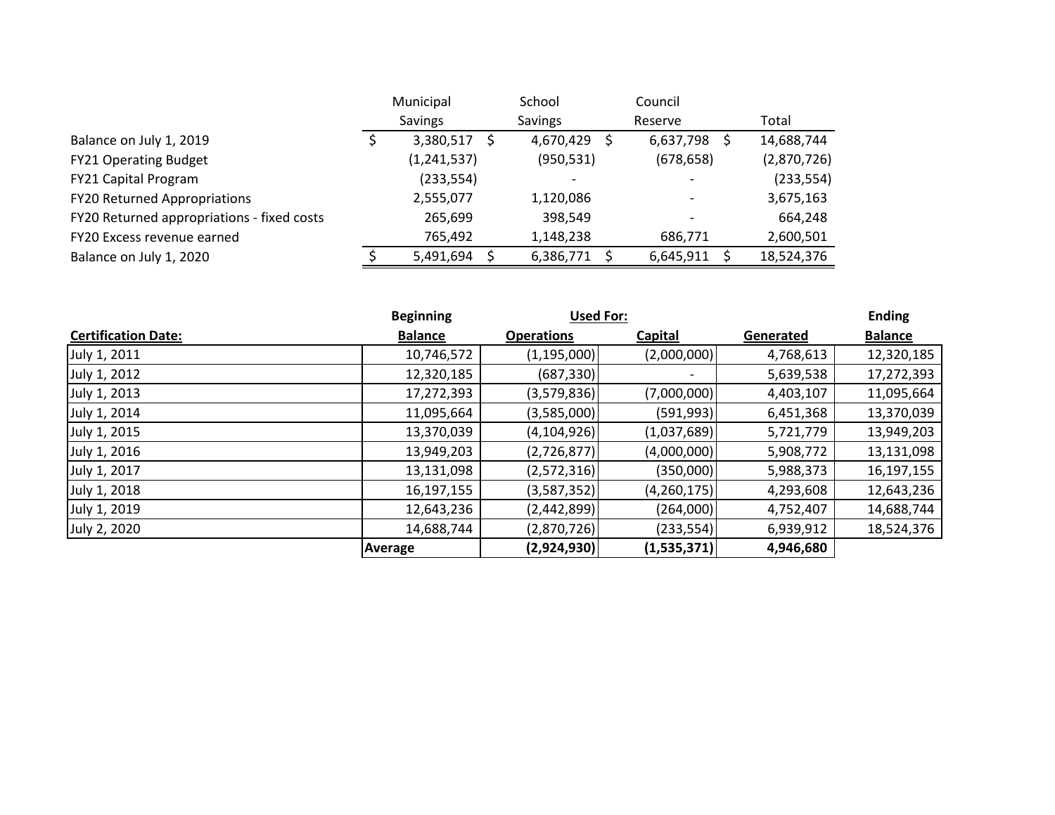| | Municipal Savings | School Savings | Council Reserve | Total |
|---|---|---|---|---|
| Balance on July 1, 2019 | $ 3,380,517 | $ 4,670,429 | $ 6,637,798 | $ 14,688,744 |
| FY21 Operating Budget | (1,241,537) | (950,531) | (678,658) | (2,870,726) |
| FY21 Capital Program | (233,554) | - | - | (233,554) |
| FY20 Returned Appropriations | 2,555,077 | 1,120,086 | - | 3,675,163 |
| FY20 Returned appropriations - fixed costs | 265,699 | 398,549 | - | 664,248 |
| FY20 Excess revenue earned | 765,492 | 1,148,238 | 686,771 | 2,600,501 |
| Balance on July 1, 2020 | $ 5,491,694 | $ 6,386,771 | $ 6,645,911 | $ 18,524,376 |

| **Certification Date:** | **Beginning Balance** | **Used For: Operations** | **Capital** | **Generated** | **Ending Balance** |
|---|---|---|---|---|---|
| July 1, 2011 | 10,746,572 | (1,195,000) | (2,000,000) | 4,768,613 | 12,320,185 |
| July 1, 2012 | 12,320,185 | (687,330) | - | 5,639,538 | 17,272,393 |
| July 1, 2013 | 17,272,393 | (3,579,836) | (7,000,000) | 4,403,107 | 11,095,664 |
| July 1, 2014 | 11,095,664 | (3,585,000) | (591,993) | 6,451,368 | 13,370,039 |
| July 1, 2015 | 13,370,039 | (4,104,926) | (1,037,689) | 5,721,779 | 13,949,203 |
| July 1, 2016 | 13,949,203 | (2,726,877) | (4,000,000) | 5,908,772 | 13,131,098 |
| July 1, 2017 | 13,131,098 | (2,572,316) | (350,000) | 5,988,373 | 16,197,155 |
| July 1, 2018 | 16,197,155 | (3,587,352) | (4,260,175) | 4,293,608 | 12,643,236 |
| July 1, 2019 | 12,643,236 | (2,442,899) | (264,000) | 4,752,407 | 14,688,744 |
| July 2, 2020 | 14,688,744 | (2,870,726) | (233,554) | 6,939,912 | 18,524,376 |
| | **Average** | **(2,924,930)** | **(1,535,371)** | **4,946,680** | |